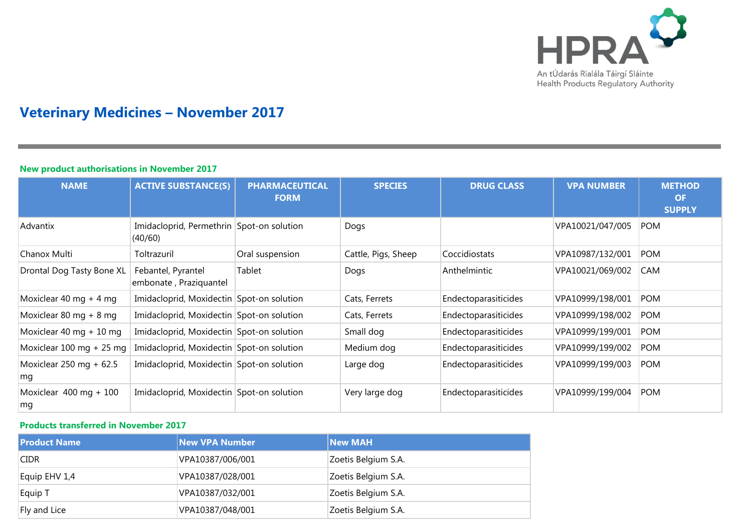# Veterinary Medicines – November 2017

## New product authorisations in November 2017

| NAME | ACTIVE SUBSTANCE(S) | PHARMACEUTICAL FORM | SPECIES | DRUG CLASS | VPA NUMBER | METHOD OF SUPPLY |
|---|---|---|---|---|---|---|
| Advantix | Imidacloprid, Permethrin (40/60) | Spot-on solution | Dogs | | VPA10021/047/005 | POM |
| Chanox Multi | Toltrazuril | Oral suspension | Cattle, Pigs, Sheep | Coccidiostats | VPA10987/132/001 | POM |
| Drontal Dog Tasty Bone XL | Febantel, Pyrantel embonate , Praziquantel | Tablet | Dogs | Anthelmintic | VPA10021/069/002 | CAM |
| Moxiclear 40 mg + 4 mg | Imidacloprid, Moxidectin | Spot-on solution | Cats, Ferrets | Endectoparasiticides | VPA10999/198/001 | POM |
| Moxiclear 80 mg + 8 mg | Imidacloprid, Moxidectin | Spot-on solution | Cats, Ferrets | Endectoparasiticides | VPA10999/198/002 | POM |
| Moxiclear 40 mg + 10 mg | Imidacloprid, Moxidectin | Spot-on solution | Small dog | Endectoparasiticides | VPA10999/199/001 | POM |
| Moxiclear 100 mg + 25 mg | Imidacloprid, Moxidectin | Spot-on solution | Medium dog | Endectoparasiticides | VPA10999/199/002 | POM |
| Moxiclear 250 mg + 62.5 mg | Imidacloprid, Moxidectin | Spot-on solution | Large dog | Endectoparasiticides | VPA10999/199/003 | POM |
| Moxiclear 400 mg + 100 mg | Imidacloprid, Moxidectin | Spot-on solution | Very large dog | Endectoparasiticides | VPA10999/199/004 | POM |

## Products transferred in November 2017

| Product Name | New VPA Number | New MAH |
|---|---|---|
| CIDR | VPA10387/006/001 | Zoetis Belgium S.A. |
| Equip EHV 1,4 | VPA10387/028/001 | Zoetis Belgium S.A. |
| Equip T | VPA10387/032/001 | Zoetis Belgium S.A. |
| Fly and Lice | VPA10387/048/001 | Zoetis Belgium S.A. |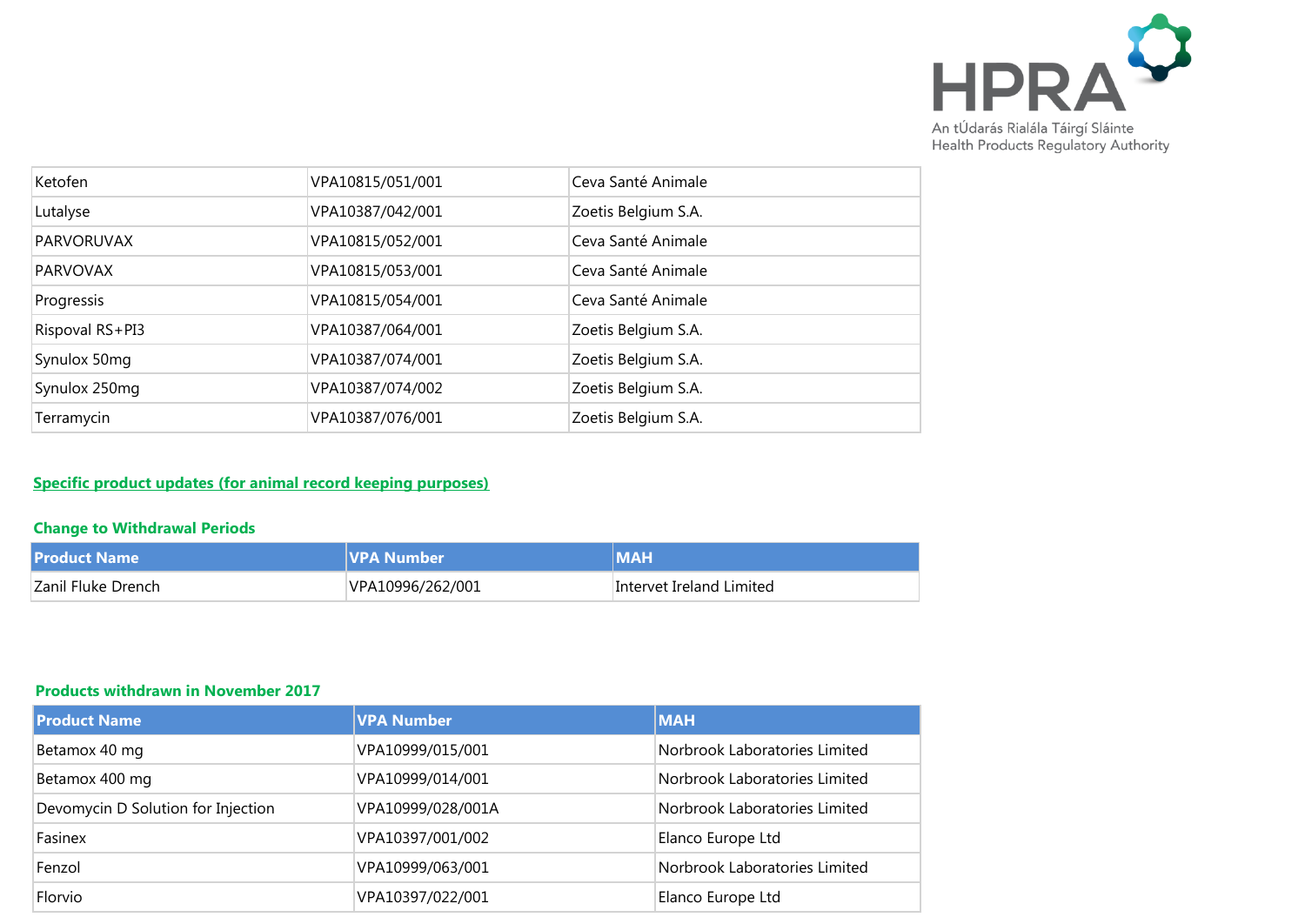| Ketofen | VPA10815/051/001 | Ceva Santé Animale |
|---|---|---|
| Lutalyse | VPA10387/042/001 | Zoetis Belgium S.A. |
| PARVORUVAX | VPA10815/052/001 | Ceva Santé Animale |
| PARVOVAX | VPA10815/053/001 | Ceva Santé Animale |
| Progressis | VPA10815/054/001 | Ceva Santé Animale |
| Rispoval RS+PI3 | VPA10387/064/001 | Zoetis Belgium S.A. |
| Synulox 50mg | VPA10387/074/001 | Zoetis Belgium S.A. |
| Synulox 250mg | VPA10387/074/002 | Zoetis Belgium S.A. |
| Terramycin | VPA10387/076/001 | Zoetis Belgium S.A. |

## Specific product updates (for animal record keeping purposes)

### Change to Withdrawal Periods

| Product Name | VPA Number | MAH |
|---|---|---|
| Zanil Fluke Drench | VPA10996/262/001 | Intervet Ireland Limited |

### Products withdrawn in November 2017

| Product Name | VPA Number | MAH |
|---|---|---|
| Betamox 40 mg | VPA10999/015/001 | Norbrook Laboratories Limited |
| Betamox 400 mg | VPA10999/014/001 | Norbrook Laboratories Limited |
| Devomycin D Solution for Injection | VPA10999/028/001A | Norbrook Laboratories Limited |
| Fasinex | VPA10397/001/002 | Elanco Europe Ltd |
| Fenzol | VPA10999/063/001 | Norbrook Laboratories Limited |
| Florvio | VPA10397/022/001 | Elanco Europe Ltd |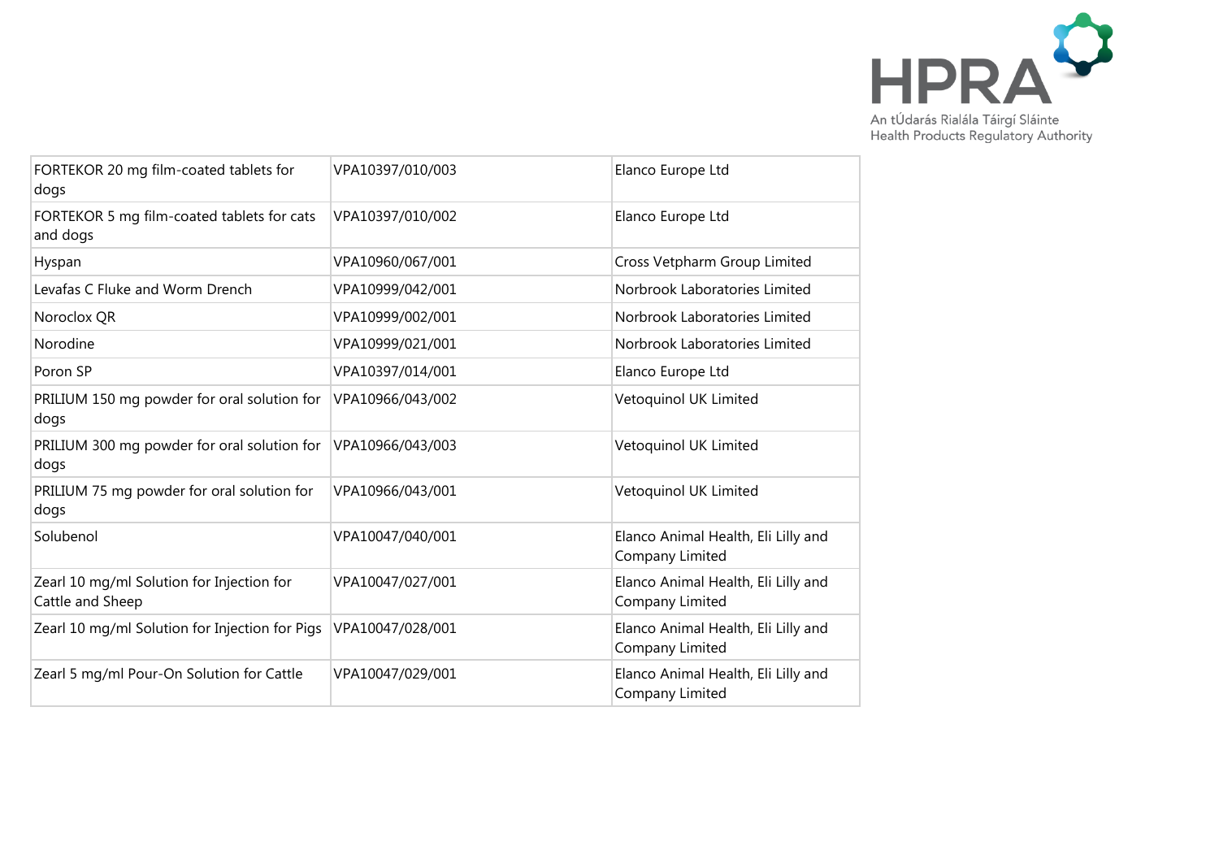| | | |
|---|---|---|
| FORTEKOR 20 mg film-coated tablets for dogs | VPA10397/010/003 | Elanco Europe Ltd |
| FORTEKOR 5 mg film-coated tablets for cats and dogs | VPA10397/010/002 | Elanco Europe Ltd |
| Hyspan | VPA10960/067/001 | Cross Vetpharm Group Limited |
| Levafas C Fluke and Worm Drench | VPA10999/042/001 | Norbrook Laboratories Limited |
| Noroclox QR | VPA10999/002/001 | Norbrook Laboratories Limited |
| Norodine | VPA10999/021/001 | Norbrook Laboratories Limited |
| Poron SP | VPA10397/014/001 | Elanco Europe Ltd |
| PRILIUM 150 mg powder for oral solution for dogs | VPA10966/043/002 | Vetoquinol UK Limited |
| PRILIUM 300 mg powder for oral solution for dogs | VPA10966/043/003 | Vetoquinol UK Limited |
| PRILIUM 75 mg powder for oral solution for dogs | VPA10966/043/001 | Vetoquinol UK Limited |
| Solubenol | VPA10047/040/001 | Elanco Animal Health, Eli Lilly and Company Limited |
| Zearl 10 mg/ml Solution for Injection for Cattle and Sheep | VPA10047/027/001 | Elanco Animal Health, Eli Lilly and Company Limited |
| Zearl 10 mg/ml Solution for Injection for Pigs | VPA10047/028/001 | Elanco Animal Health, Eli Lilly and Company Limited |
| Zearl 5 mg/ml Pour-On Solution for Cattle | VPA10047/029/001 | Elanco Animal Health, Eli Lilly and Company Limited |